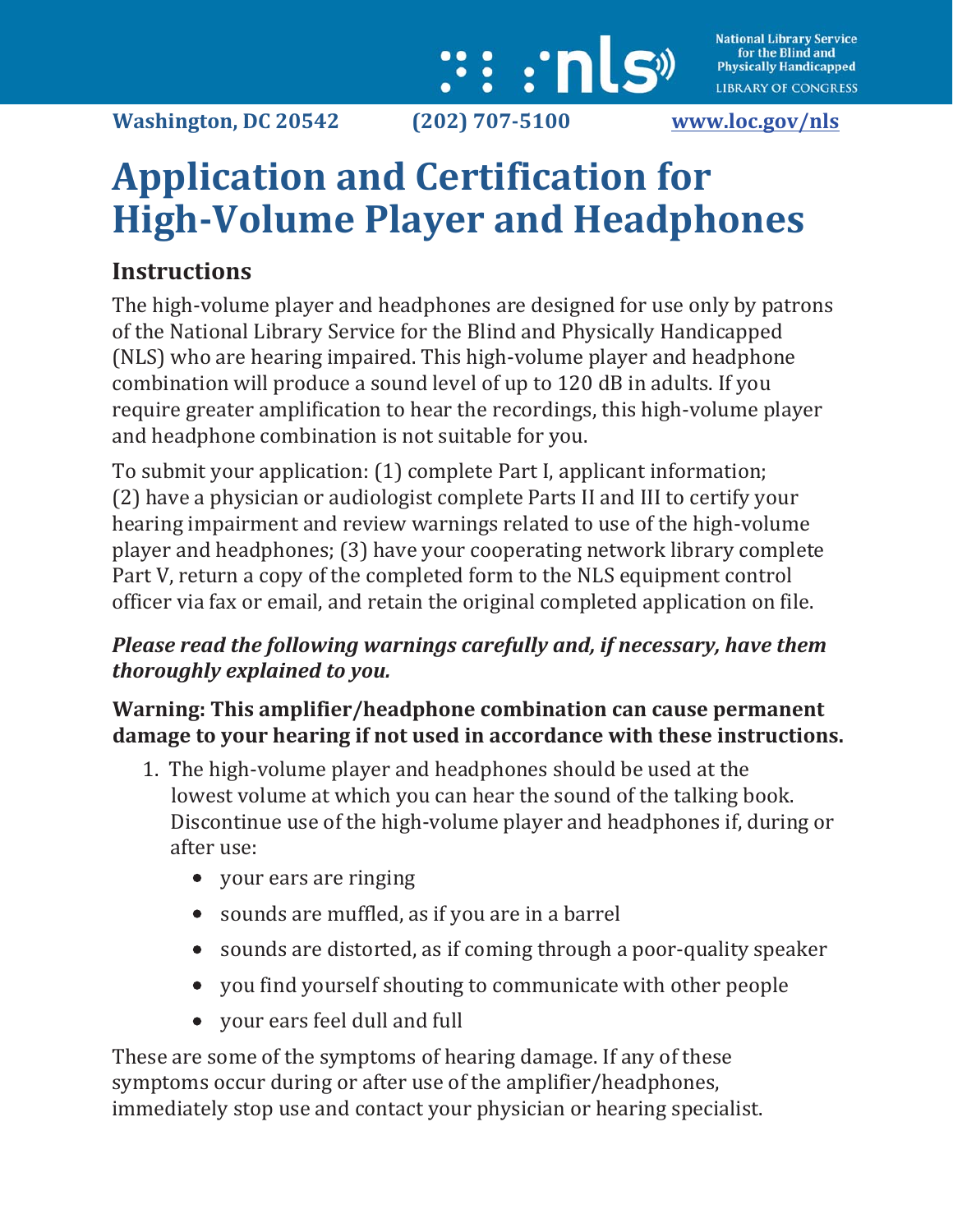National Library Service for the Blind and Physically Handicapped
LIBRARY OF CONGRESS

**Washington, DC 20542** **(202) 707-5100** **www.loc.gov/nls**

# Application and Certification for High-Volume Player and Headphones

## Instructions

The high-volume player and headphones are designed for use only by patrons of the National Library Service for the Blind and Physically Handicapped (NLS) who are hearing impaired. This high-volume player and headphone combination will produce a sound level of up to 120 dB in adults. If you require greater amplification to hear the recordings, this high-volume player and headphone combination is not suitable for you.

To submit your application: (1) complete Part I, applicant information; (2) have a physician or audiologist complete Parts II and III to certify your hearing impairment and review warnings related to use of the high-volume player and headphones; (3) have your cooperating network library complete Part V, return a copy of the completed form to the NLS equipment control officer via fax or email, and retain the original completed application on file.

***Please read the following warnings carefully and, if necessary, have them thoroughly explained to you.***

**Warning: This amplifier/headphone combination can cause permanent damage to your hearing if not used in accordance with these instructions.**

1. The high-volume player and headphones should be used at the lowest volume at which you can hear the sound of the talking book. Discontinue use of the high-volume player and headphones if, during or after use:
   - your ears are ringing
   - sounds are muffled, as if you are in a barrel
   - sounds are distorted, as if coming through a poor-quality speaker
   - you find yourself shouting to communicate with other people
   - your ears feel dull and full

These are some of the symptoms of hearing damage. If any of these symptoms occur during or after use of the amplifier/headphones, immediately stop use and contact your physician or hearing specialist.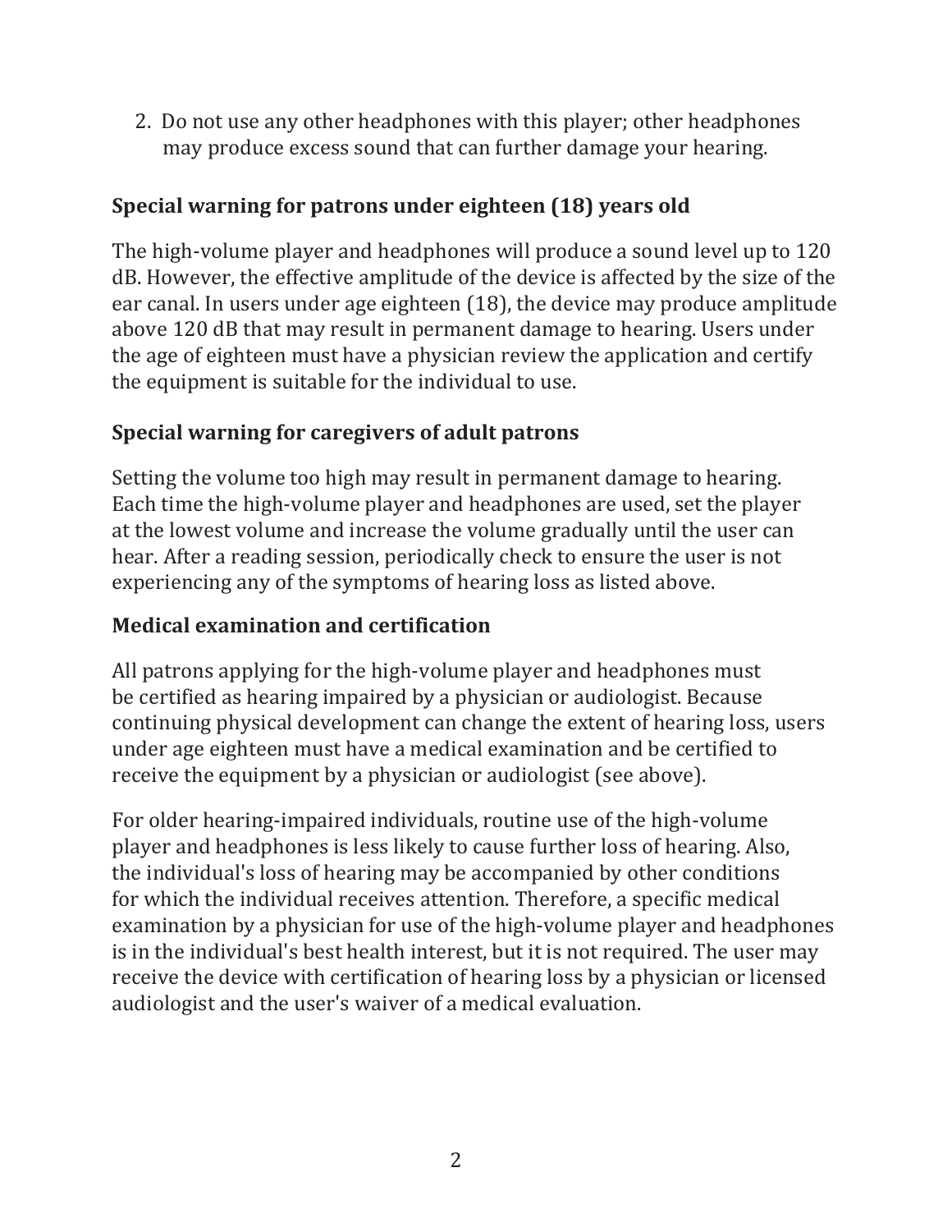2. Do not use any other headphones with this player; other headphones may produce excess sound that can further damage your hearing.

### Special warning for patrons under eighteen (18) years old

The high-volume player and headphones will produce a sound level up to 120 dB. However, the effective amplitude of the device is affected by the size of the ear canal. In users under age eighteen (18), the device may produce amplitude above 120 dB that may result in permanent damage to hearing. Users under the age of eighteen must have a physician review the application and certify the equipment is suitable for the individual to use.

### Special warning for caregivers of adult patrons

Setting the volume too high may result in permanent damage to hearing. Each time the high-volume player and headphones are used, set the player at the lowest volume and increase the volume gradually until the user can hear. After a reading session, periodically check to ensure the user is not experiencing any of the symptoms of hearing loss as listed above.

### Medical examination and certification

All patrons applying for the high-volume player and headphones must be certified as hearing impaired by a physician or audiologist. Because continuing physical development can change the extent of hearing loss, users under age eighteen must have a medical examination and be certified to receive the equipment by a physician or audiologist (see above).

For older hearing-impaired individuals, routine use of the high-volume player and headphones is less likely to cause further loss of hearing. Also, the individual's loss of hearing may be accompanied by other conditions for which the individual receives attention. Therefore, a specific medical examination by a physician for use of the high-volume player and headphones is in the individual's best health interest, but it is not required. The user may receive the device with certification of hearing loss by a physician or licensed audiologist and the user's waiver of a medical evaluation.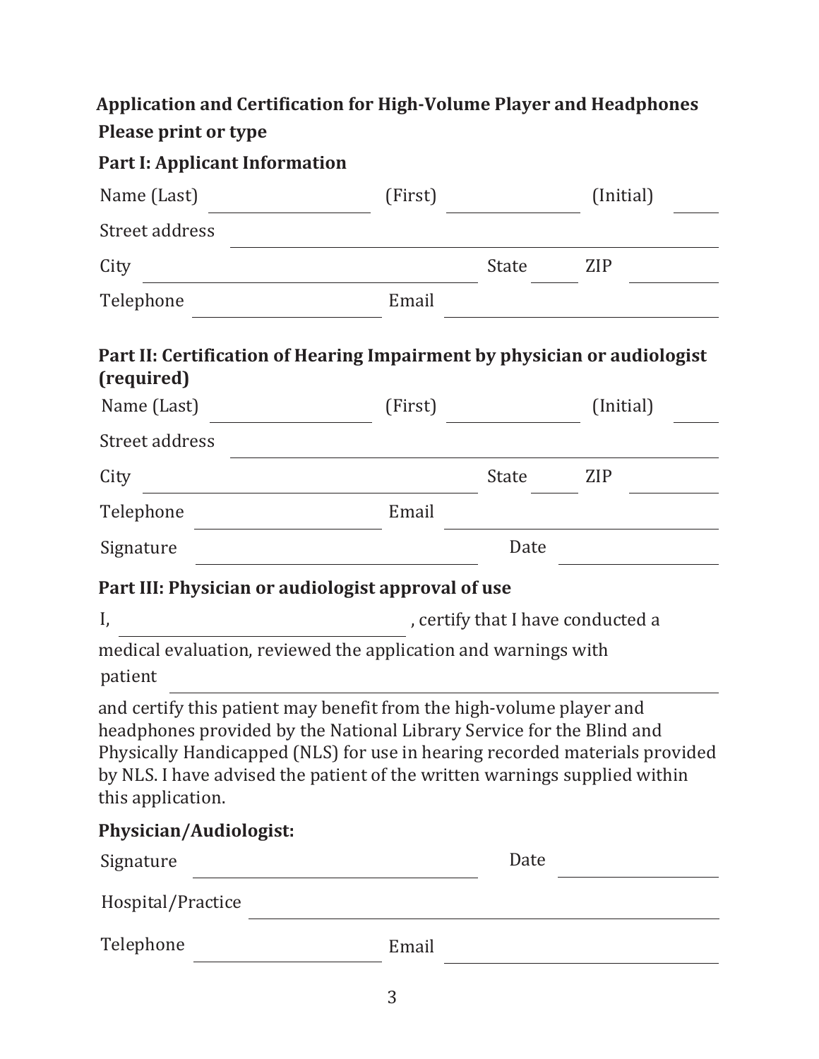## Application and Certification for High-Volume Player and Headphones

**Please print or type**

### Part I: Applicant Information

Name (Last) ____________ (First) ____________ (Initial) ____

Street address ________________________________

City ____________________ State ____ ZIP ________

Telephone ____________ Email ____________________

### Part II: Certification of Hearing Impairment by physician or audiologist (required)

Name (Last) ____________ (First) ____________ (Initial) ____

Street address ________________________________

City ____________________ State ____ ZIP ________

Telephone ____________ Email ____________________

Signature ____________________ Date ____________

### Part III: Physician or audiologist approval of use

I, ____________________, certify that I have conducted a medical evaluation, reviewed the application and warnings with patient ____________________ and certify this patient may benefit from the high-volume player and headphones provided by the National Library Service for the Blind and Physically Handicapped (NLS) for use in hearing recorded materials provided by NLS. I have advised the patient of the written warnings supplied within this application.

**Physician/Audiologist:**

Signature ____________________ Date ____________

Hospital/Practice ________________________________

Telephone ____________ Email ____________________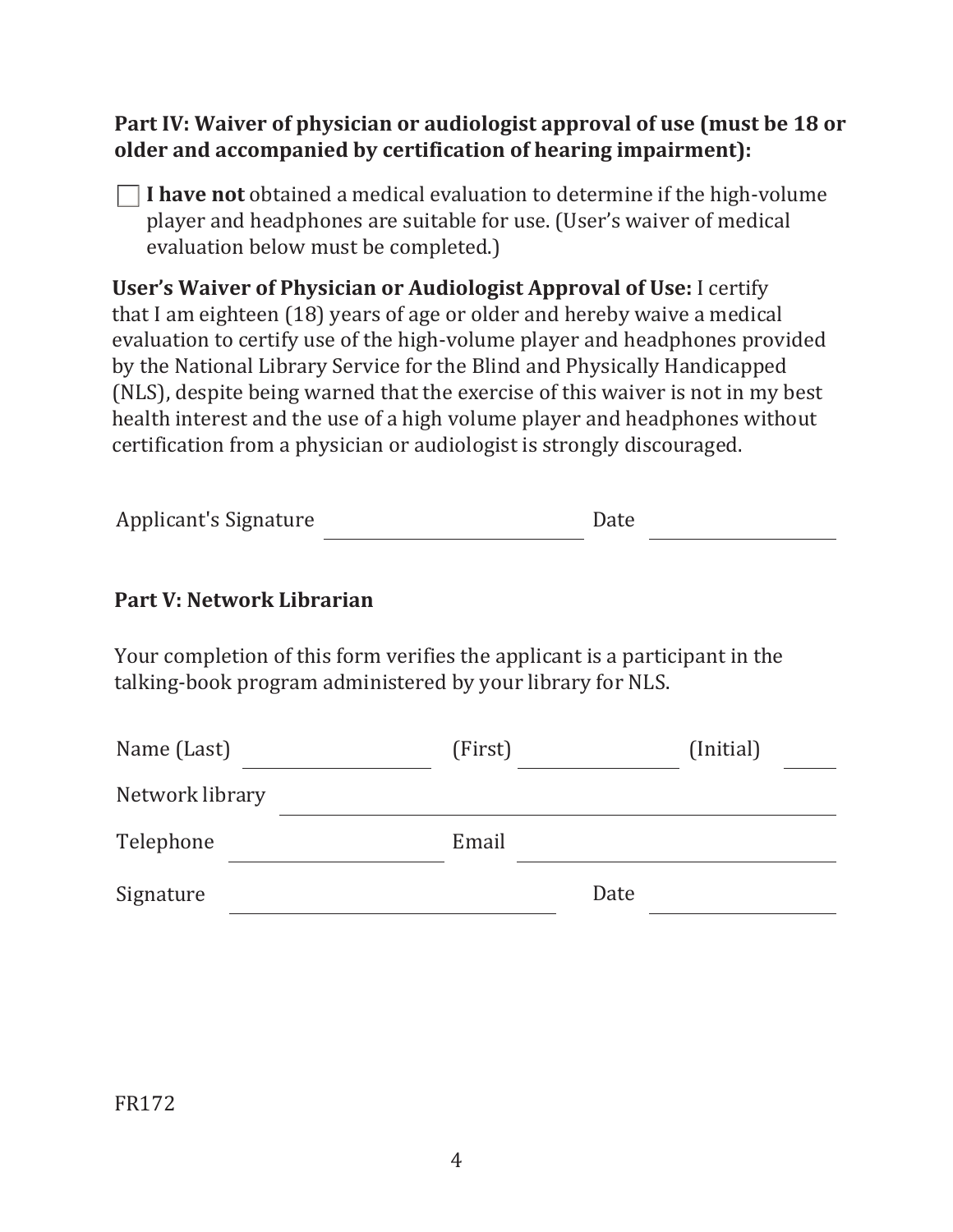**Part IV: Waiver of physician or audiologist approval of use (must be 18 or older and accompanied by certification of hearing impairment):**

☐ **I have not** obtained a medical evaluation to determine if the high-volume player and headphones are suitable for use. (User's waiver of medical evaluation below must be completed.)

**User's Waiver of Physician or Audiologist Approval of Use:** I certify that I am eighteen (18) years of age or older and hereby waive a medical evaluation to certify use of the high-volume player and headphones provided by the National Library Service for the Blind and Physically Handicapped (NLS), despite being warned that the exercise of this waiver is not in my best health interest and the use of a high volume player and headphones without certification from a physician or audiologist is strongly discouraged.

Applicant's Signature ______________________ Date ______________

**Part V: Network Librarian**

Your completion of this form verifies the applicant is a participant in the talking-book program administered by your library for NLS.

Name (Last) ______________ (First) ______________ (Initial) ____

Network library ______________________________________

Telephone ________________ Email ________________________

Signature ________________________ Date ______________

FR172